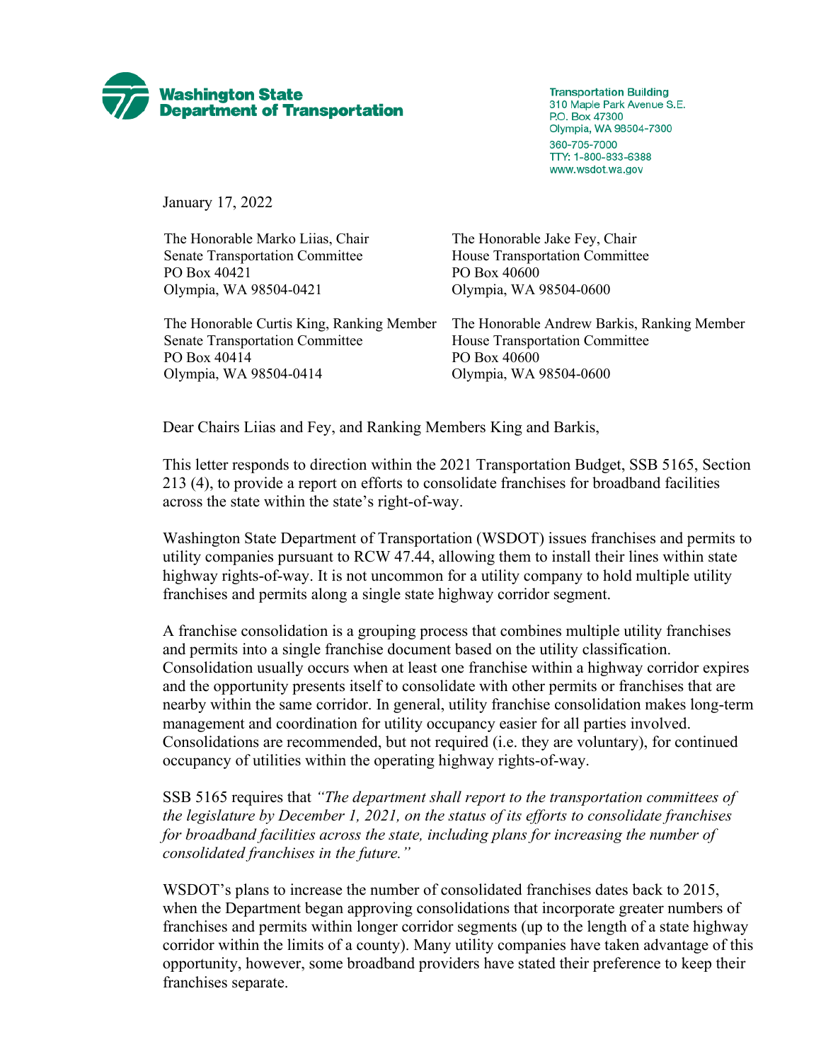**Washington State Department of Transportation**

Transportation Building
310 Maple Park Avenue S.E.
P.O. Box 47300
Olympia, WA 98504-7300
360-705-7000
TTY: 1-800-833-6388
www.wsdot.wa.gov

January 17, 2022

The Honorable Marko Liias, Chair
Senate Transportation Committee
PO Box 40421
Olympia, WA 98504-0421

The Honorable Jake Fey, Chair
House Transportation Committee
PO Box 40600
Olympia, WA 98504-0600

The Honorable Curtis King, Ranking Member
Senate Transportation Committee
PO Box 40414
Olympia, WA 98504-0414

The Honorable Andrew Barkis, Ranking Member
House Transportation Committee
PO Box 40600
Olympia, WA 98504-0600

Dear Chairs Liias and Fey, and Ranking Members King and Barkis,

This letter responds to direction within the 2021 Transportation Budget, SSB 5165, Section 213 (4), to provide a report on efforts to consolidate franchises for broadband facilities across the state within the state's right-of-way.

Washington State Department of Transportation (WSDOT) issues franchises and permits to utility companies pursuant to RCW 47.44, allowing them to install their lines within state highway rights-of-way. It is not uncommon for a utility company to hold multiple utility franchises and permits along a single state highway corridor segment.

A franchise consolidation is a grouping process that combines multiple utility franchises and permits into a single franchise document based on the utility classification. Consolidation usually occurs when at least one franchise within a highway corridor expires and the opportunity presents itself to consolidate with other permits or franchises that are nearby within the same corridor. In general, utility franchise consolidation makes long-term management and coordination for utility occupancy easier for all parties involved. Consolidations are recommended, but not required (i.e. they are voluntary), for continued occupancy of utilities within the operating highway rights-of-way.

SSB 5165 requires that *"The department shall report to the transportation committees of the legislature by December 1, 2021, on the status of its efforts to consolidate franchises for broadband facilities across the state, including plans for increasing the number of consolidated franchises in the future."*

WSDOT's plans to increase the number of consolidated franchises dates back to 2015, when the Department began approving consolidations that incorporate greater numbers of franchises and permits within longer corridor segments (up to the length of a state highway corridor within the limits of a county). Many utility companies have taken advantage of this opportunity, however, some broadband providers have stated their preference to keep their franchises separate.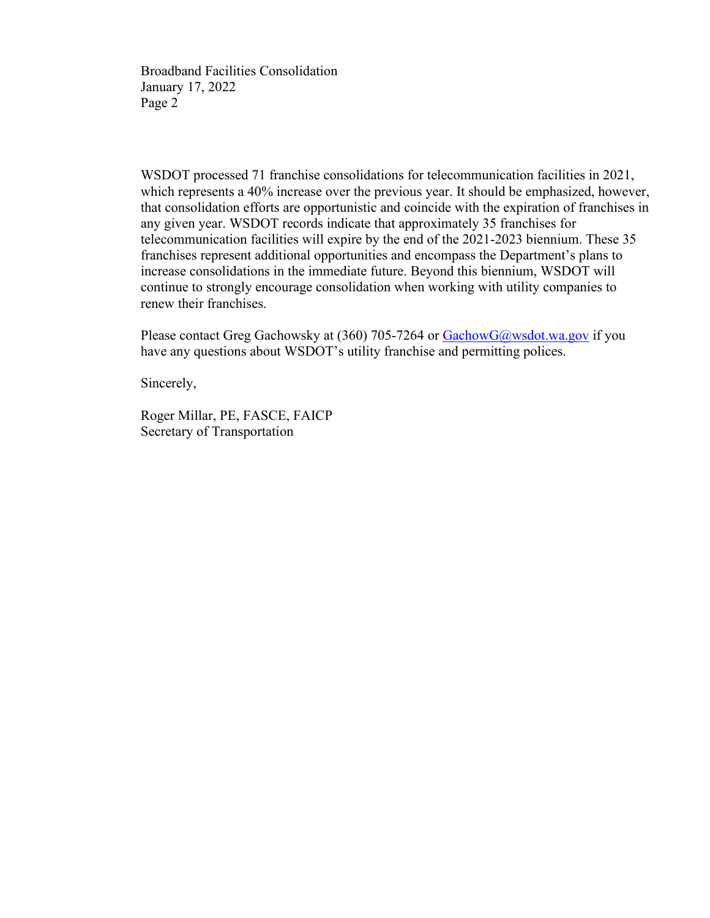WSDOT processed 71 franchise consolidations for telecommunication facilities in 2021, which represents a 40% increase over the previous year. It should be emphasized, however, that consolidation efforts are opportunistic and coincide with the expiration of franchises in any given year. WSDOT records indicate that approximately 35 franchises for telecommunication facilities will expire by the end of the 2021-2023 biennium. These 35 franchises represent additional opportunities and encompass the Department's plans to increase consolidations in the immediate future. Beyond this biennium, WSDOT will continue to strongly encourage consolidation when working with utility companies to renew their franchises.

Please contact Greg Gachowsky at (360) 705-7264 or GachowG@wsdot.wa.gov if you have any questions about WSDOT's utility franchise and permitting polices.

Sincerely,

Roger Millar, PE, FASCE, FAICP
Secretary of Transportation